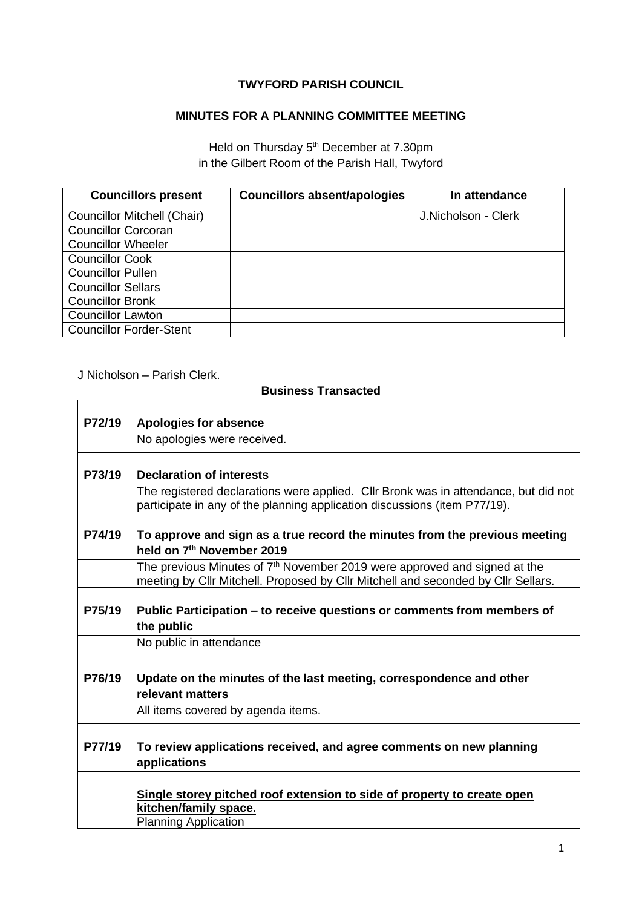**TWYFORD PARISH COUNCIL**

**MINUTES FOR A PLANNING COMMITTEE MEETING**

Held on Thursday 5th December at 7.30pm
in the Gilbert Room of the Parish Hall, Twyford

| Councillors present | Councillors absent/apologies | In attendance |
|---|---|---|
| Councillor Mitchell (Chair) | | J.Nicholson - Clerk |
| Councillor Corcoran | | |
| Councillor Wheeler | | |
| Councillor Cook | | |
| Councillor Pullen | | |
| Councillor Sellars | | |
| Councillor Bronk | | |
| Councillor Lawton | | |
| Councillor Forder-Stent | | |

J Nicholson – Parish Clerk.

**Business Transacted**

| | |
|---|---|
| **P72/19** | **Apologies for absence** |
| | No apologies were received. |
| **P73/19** | **Declaration of interests** |
| | The registered declarations were applied. Cllr Bronk was in attendance, but did not participate in any of the planning application discussions (item P77/19). |
| **P74/19** | **To approve and sign as a true record the minutes from the previous meeting held on 7th November 2019** |
| | The previous Minutes of 7th November 2019 were approved and signed at the meeting by Cllr Mitchell. Proposed by Cllr Mitchell and seconded by Cllr Sellars. |
| **P75/19** | **Public Participation – to receive questions or comments from members of the public** |
| | No public in attendance |
| **P76/19** | **Update on the minutes of the last meeting, correspondence and other relevant matters** |
| | All items covered by agenda items. |
| **P77/19** | **To review applications received, and agree comments on new planning applications** |
| | **<u>Single storey pitched roof extension to side of property to create open kitchen/family space.</u>**<br>Planning Application |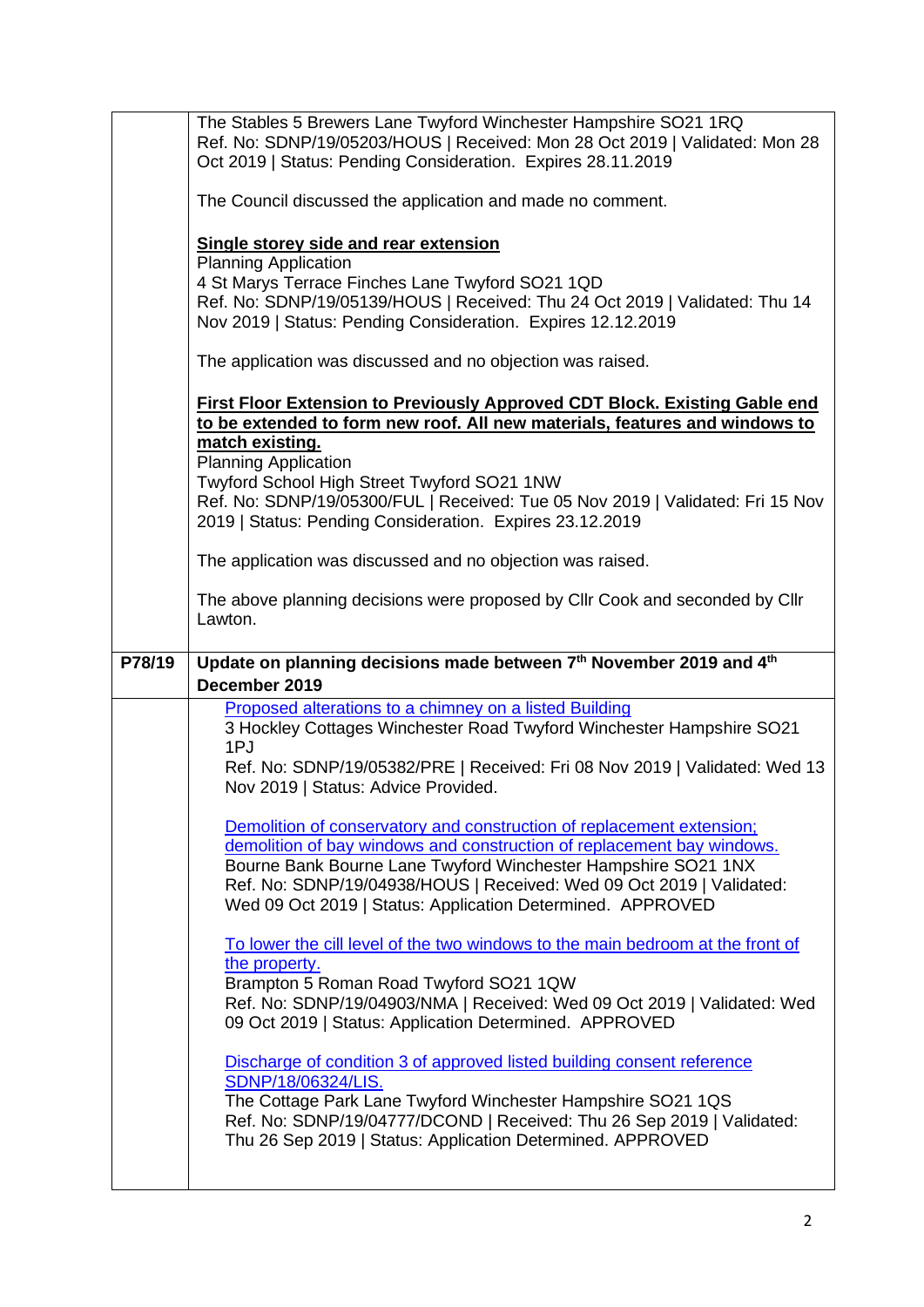| | |
|---|---|
| | The Stables 5 Brewers Lane Twyford Winchester Hampshire SO21 1RQ<br>Ref. No: SDNP/19/05203/HOUS \| Received: Mon 28 Oct 2019 \| Validated: Mon 28 Oct 2019 \| Status: Pending Consideration. Expires 28.11.2019<br><br>The Council discussed the application and made no comment.<br><br>**<u>Single storey side and rear extension</u>**<br>Planning Application<br>4 St Marys Terrace Finches Lane Twyford SO21 1QD<br>Ref. No: SDNP/19/05139/HOUS \| Received: Thu 24 Oct 2019 \| Validated: Thu 14 Nov 2019 \| Status: Pending Consideration. Expires 12.12.2019<br><br>The application was discussed and no objection was raised.<br><br>**<u>First Floor Extension to Previously Approved CDT Block. Existing Gable end to be extended to form new roof. All new materials, features and windows to match existing.</u>**<br>Planning Application<br>Twyford School High Street Twyford SO21 1NW<br>Ref. No: SDNP/19/05300/FUL \| Received: Tue 05 Nov 2019 \| Validated: Fri 15 Nov 2019 \| Status: Pending Consideration. Expires 23.12.2019<br><br>The application was discussed and no objection was raised.<br><br>The above planning decisions were proposed by Cllr Cook and seconded by Cllr Lawton. |
| **P78/19** | **Update on planning decisions made between 7th November 2019 and 4th December 2019** |
| | <u>Proposed alterations to a chimney on a listed Building</u><br>3 Hockley Cottages Winchester Road Twyford Winchester Hampshire SO21 1PJ<br>Ref. No: SDNP/19/05382/PRE \| Received: Fri 08 Nov 2019 \| Validated: Wed 13 Nov 2019 \| Status: Advice Provided.<br><br><u>Demolition of conservatory and construction of replacement extension; demolition of bay windows and construction of replacement bay windows.</u><br>Bourne Bank Bourne Lane Twyford Winchester Hampshire SO21 1NX<br>Ref. No: SDNP/19/04938/HOUS \| Received: Wed 09 Oct 2019 \| Validated: Wed 09 Oct 2019 \| Status: Application Determined. APPROVED<br><br><u>To lower the cill level of the two windows to the main bedroom at the front of the property.</u><br>Brampton 5 Roman Road Twyford SO21 1QW<br>Ref. No: SDNP/19/04903/NMA \| Received: Wed 09 Oct 2019 \| Validated: Wed 09 Oct 2019 \| Status: Application Determined. APPROVED<br><br><u>Discharge of condition 3 of approved listed building consent reference SDNP/18/06324/LIS.</u><br>The Cottage Park Lane Twyford Winchester Hampshire SO21 1QS<br>Ref. No: SDNP/19/04777/DCOND \| Received: Thu 26 Sep 2019 \| Validated: Thu 26 Sep 2019 \| Status: Application Determined. APPROVED |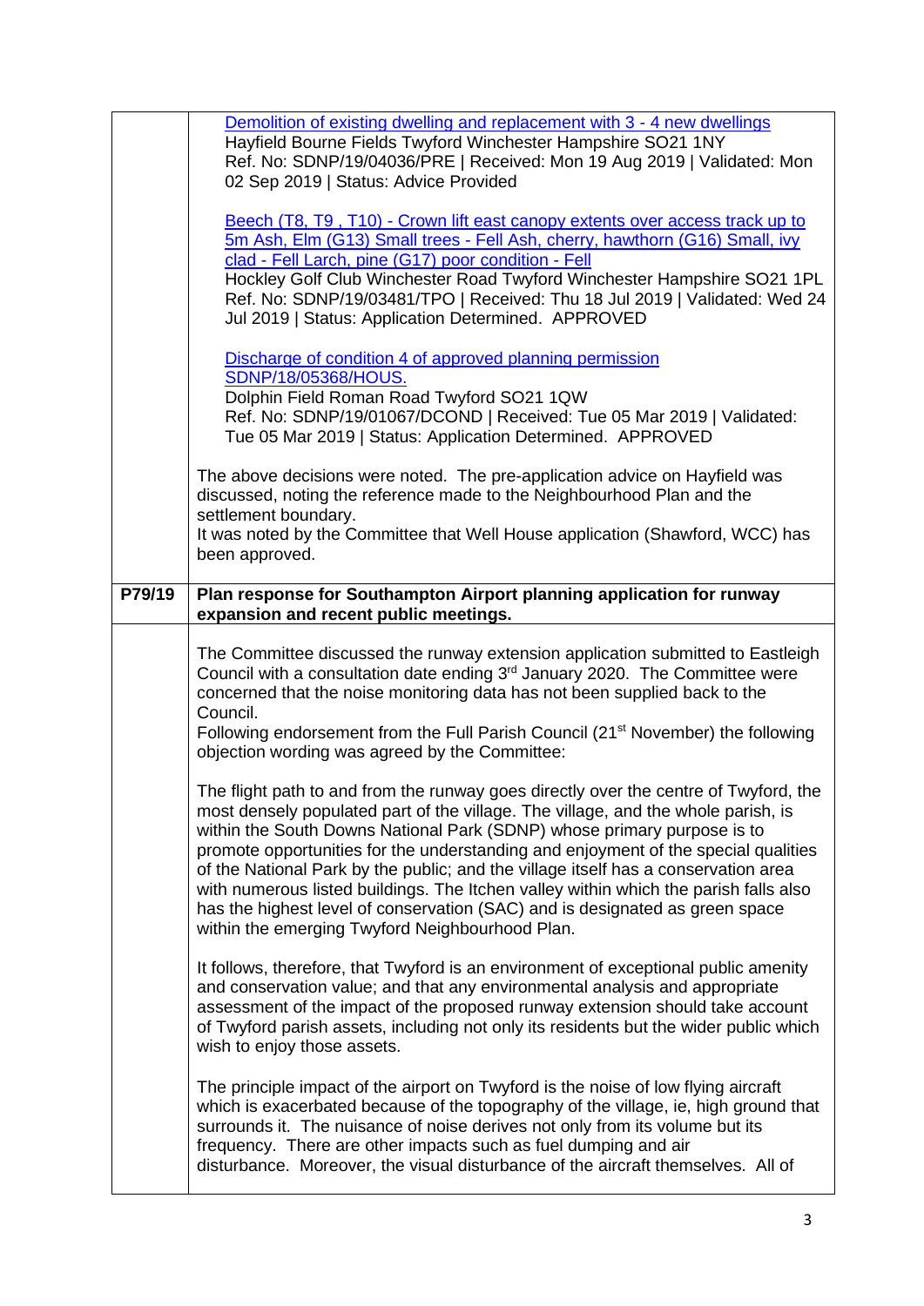| | |
|---|---|
| | [Demolition of existing dwelling and replacement with 3 - 4 new dwellings]<br>Hayfield Bourne Fields Twyford Winchester Hampshire SO21 1NY<br>Ref. No: SDNP/19/04036/PRE \| Received: Mon 19 Aug 2019 \| Validated: Mon 02 Sep 2019 \| Status: Advice Provided<br><br>[Beech (T8, T9 , T10) - Crown lift east canopy extents over access track up to 5m Ash, Elm (G13) Small trees - Fell Ash, cherry, hawthorn (G16) Small, ivy clad - Fell Larch, pine (G17) poor condition - Fell]<br>Hockley Golf Club Winchester Road Twyford Winchester Hampshire SO21 1PL<br>Ref. No: SDNP/19/03481/TPO \| Received: Thu 18 Jul 2019 \| Validated: Wed 24 Jul 2019 \| Status: Application Determined. APPROVED<br><br>[Discharge of condition 4 of approved planning permission SDNP/18/05368/HOUS.]<br>Dolphin Field Roman Road Twyford SO21 1QW<br>Ref. No: SDNP/19/01067/DCOND \| Received: Tue 05 Mar 2019 \| Validated: Tue 05 Mar 2019 \| Status: Application Determined. APPROVED<br><br>The above decisions were noted. The pre-application advice on Hayfield was discussed, noting the reference made to the Neighbourhood Plan and the settlement boundary.<br>It was noted by the Committee that Well House application (Shawford, WCC) has been approved. |
| **P79/19** | **Plan response for Southampton Airport planning application for runway expansion and recent public meetings.** |
| | The Committee discussed the runway extension application submitted to Eastleigh Council with a consultation date ending 3rd January 2020. The Committee were concerned that the noise monitoring data has not been supplied back to the Council.<br>Following endorsement from the Full Parish Council (21st November) the following objection wording was agreed by the Committee:<br><br>The flight path to and from the runway goes directly over the centre of Twyford, the most densely populated part of the village. The village, and the whole parish, is within the South Downs National Park (SDNP) whose primary purpose is to promote opportunities for the understanding and enjoyment of the special qualities of the National Park by the public; and the village itself has a conservation area with numerous listed buildings. The Itchen valley within which the parish falls also has the highest level of conservation (SAC) and is designated as green space within the emerging Twyford Neighbourhood Plan.<br><br>It follows, therefore, that Twyford is an environment of exceptional public amenity and conservation value; and that any environmental analysis and appropriate assessment of the impact of the proposed runway extension should take account of Twyford parish assets, including not only its residents but the wider public which wish to enjoy those assets.<br><br>The principle impact of the airport on Twyford is the noise of low flying aircraft which is exacerbated because of the topography of the village, ie, high ground that surrounds it. The nuisance of noise derives not only from its volume but its frequency. There are other impacts such as fuel dumping and air disturbance. Moreover, the visual disturbance of the aircraft themselves. All of |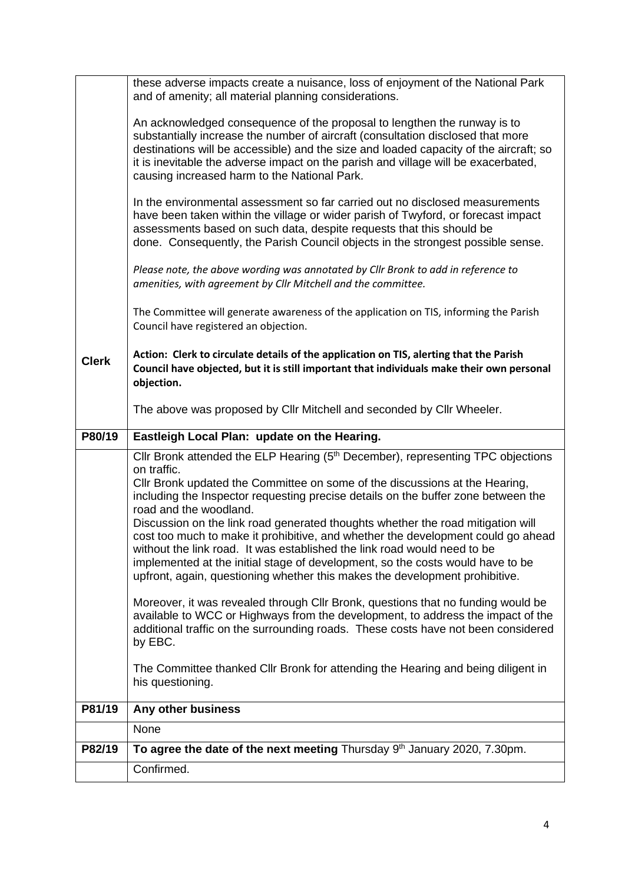| | |
|---|---|
| | these adverse impacts create a nuisance, loss of enjoyment of the National Park and of amenity; all material planning considerations.<br><br>An acknowledged consequence of the proposal to lengthen the runway is to substantially increase the number of aircraft (consultation disclosed that more destinations will be accessible) and the size and loaded capacity of the aircraft; so it is inevitable the adverse impact on the parish and village will be exacerbated, causing increased harm to the National Park.<br><br>In the environmental assessment so far carried out no disclosed measurements have been taken within the village or wider parish of Twyford, or forecast impact assessments based on such data, despite requests that this should be done. Consequently, the Parish Council objects in the strongest possible sense.<br><br>*Please note, the above wording was annotated by Cllr Bronk to add in reference to amenities, with agreement by Cllr Mitchell and the committee.*<br><br>The Committee will generate awareness of the application on TIS, informing the Parish Council have registered an objection. |
| **Clerk** | **Action: Clerk to circulate details of the application on TIS, alerting that the Parish Council have objected, but it is still important that individuals make their own personal objection.**<br><br>The above was proposed by Cllr Mitchell and seconded by Cllr Wheeler. |
| **P80/19** | **Eastleigh Local Plan: update on the Hearing.** |
| | Cllr Bronk attended the ELP Hearing (5th December), representing TPC objections on traffic.<br>Cllr Bronk updated the Committee on some of the discussions at the Hearing, including the Inspector requesting precise details on the buffer zone between the road and the woodland.<br>Discussion on the link road generated thoughts whether the road mitigation will cost too much to make it prohibitive, and whether the development could go ahead without the link road. It was established the link road would need to be implemented at the initial stage of development, so the costs would have to be upfront, again, questioning whether this makes the development prohibitive.<br><br>Moreover, it was revealed through Cllr Bronk, questions that no funding would be available to WCC or Highways from the development, to address the impact of the additional traffic on the surrounding roads. These costs have not been considered by EBC.<br><br>The Committee thanked Cllr Bronk for attending the Hearing and being diligent in his questioning. |
| **P81/19** | **Any other business** |
| | None |
| **P82/19** | **To agree the date of the next meeting** Thursday 9th January 2020, 7.30pm. |
| | Confirmed. |